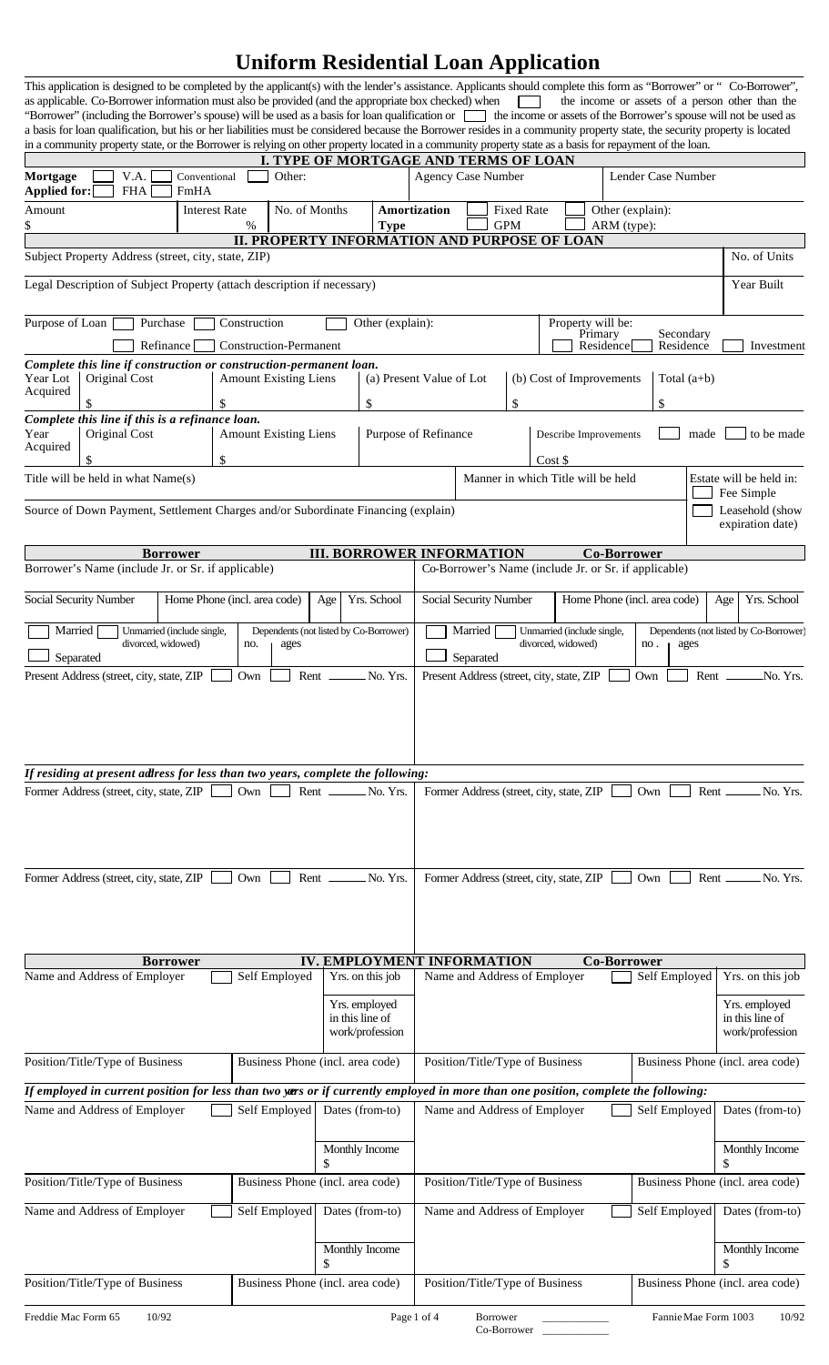# Uniform Residential Loan Application

This application is designed to be completed by the applicant(s) with the lender's assistance. Applicants should complete this form as "Borrower" or " Co-Borrower", as applicable. Co-Borrower information must also be provided (and the appropriate box checked) when ☐ the income or assets of a person other than the "Borrower" (including the Borrower's spouse) will be used as a basis for loan qualification or ☐ the income or assets of the Borrower's spouse will not be used as a basis for loan qualification, but his or her liabilities must be considered because the Borrower resides in a community property state, the security property is located in a community property state, or the Borrower is relying on other property located in a community property state as a basis for repayment of the loan.

## I. TYPE OF MORTGAGE AND TERMS OF LOAN

| | | | | |
|---|---|---|---|---|
| **Mortgage Applied for:** ☐ V.A. ☐ FHA ☐ Conventional ☐ FmHA ☐ Other: | | Agency Case Number | | Lender Case Number |
| Amount $ | Interest Rate % | No. of Months | **Amortization Type** ☐ Fixed Rate ☐ GPM | ☐ Other (explain): ☐ ARM (type): |

## II. PROPERTY INFORMATION AND PURPOSE OF LOAN

| | | | | | | |
|---|---|---|---|---|---|---|
| Subject Property Address (street, city, state, ZIP) | | | | | | No. of Units |
| Legal Description of Subject Property (attach description if necessary) | | | | | | Year Built |
| Purpose of Loan ☐ Purchase ☐ Construction ☐ Other (explain): ☐ Refinance ☐ Construction-Permanent | | | | Property will be: ☐ Primary Residence ☐ Secondary Residence ☐ Investment | | |
| ***Complete this line if construction or construction-permanent loan.*** | | | | | | |
| Year Lot Acquired | Original Cost $ | Amount Existing Liens $ | (a) Present Value of Lot $ | (b) Cost of Improvements $ | Total (a+b) $ | |
| ***Complete this line if this is a refinance loan.*** | | | | | | |
| Year Acquired | Original Cost $ | Amount Existing Liens $ | Purpose of Refinance | Describe Improvements ☐ made ☐ to be made Cost $ | | |
| Title will be held in what Name(s) | | | | Manner in which Title will be held | | Estate will be held in: ☐ Fee Simple |
| Source of Down Payment, Settlement Charges and/or Subordinate Financing (explain) | | | | | | ☐ Leasehold (show expiration date) |

## III. BORROWER INFORMATION

| Borrower | | | | Co-Borrower | | | |
|---|---|---|---|---|---|---|---|
| Borrower's Name (include Jr. or Sr. if applicable) | | | | Co-Borrower's Name (include Jr. or Sr. if applicable) | | | |
| Social Security Number | Home Phone (incl. area code) | Age | Yrs. School | Social Security Number | Home Phone (incl. area code) | Age | Yrs. School |
| ☐ Married ☐ Unmarried (include single, divorced, widowed) ☐ Separated | | Dependents (not listed by Co-Borrower) no. ages | | ☐ Married ☐ Unmarried (include single, divorced, widowed) ☐ Separated | | Dependents (not listed by Co-Borrower) no. ages | |
| Present Address (street, city, state, ZIP ☐ Own ☐ Rent ____ No. Yrs. | | | | Present Address (street, city, state, ZIP ☐ Own ☐ Rent ____ No. Yrs. | | | |
| ***If residing at present address for less than two years, complete the following:*** | | | | | | | |
| Former Address (street, city, state, ZIP ☐ Own ☐ Rent ____ No. Yrs. | | | | Former Address (street, city, state, ZIP ☐ Own ☐ Rent ____ No. Yrs. | | | |
| Former Address (street, city, state, ZIP ☐ Own ☐ Rent ____ No. Yrs. | | | | Former Address (street, city, state, ZIP ☐ Own ☐ Rent ____ No. Yrs. | | | |

## IV. EMPLOYMENT INFORMATION

| Borrower | | | Co-Borrower | | |
|---|---|---|---|---|---|
| Name and Address of Employer | ☐ Self Employed | Yrs. on this job | Name and Address of Employer | ☐ Self Employed | Yrs. on this job |
| | | Yrs. employed in this line of work/profession | | | Yrs. employed in this line of work/profession |
| Position/Title/Type of Business | Business Phone (incl. area code) | | Position/Title/Type of Business | Business Phone (incl. area code) | |
| ***If employed in current position for less than two years or if currently employed in more than one position, complete the following:*** | | | | | |
| Name and Address of Employer | ☐ Self Employed | Dates (from-to) | Name and Address of Employer | ☐ Self Employed | Dates (from-to) |
| | | Monthly Income $ | | | Monthly Income $ |
| Position/Title/Type of Business | Business Phone (incl. area code) | | Position/Title/Type of Business | Business Phone (incl. area code) | |
| Name and Address of Employer | ☐ Self Employed | Dates (from-to) | Name and Address of Employer | ☐ Self Employed | Dates (from-to) |
| | | Monthly Income $ | | | Monthly Income $ |
| Position/Title/Type of Business | Business Phone (incl. area code) | | Position/Title/Type of Business | Business Phone (incl. area code) | |

Freddie Mac Form 65 10/92 Borrower ____________ Co-Borrower ____________ Fannie Mae Form 1003 10/92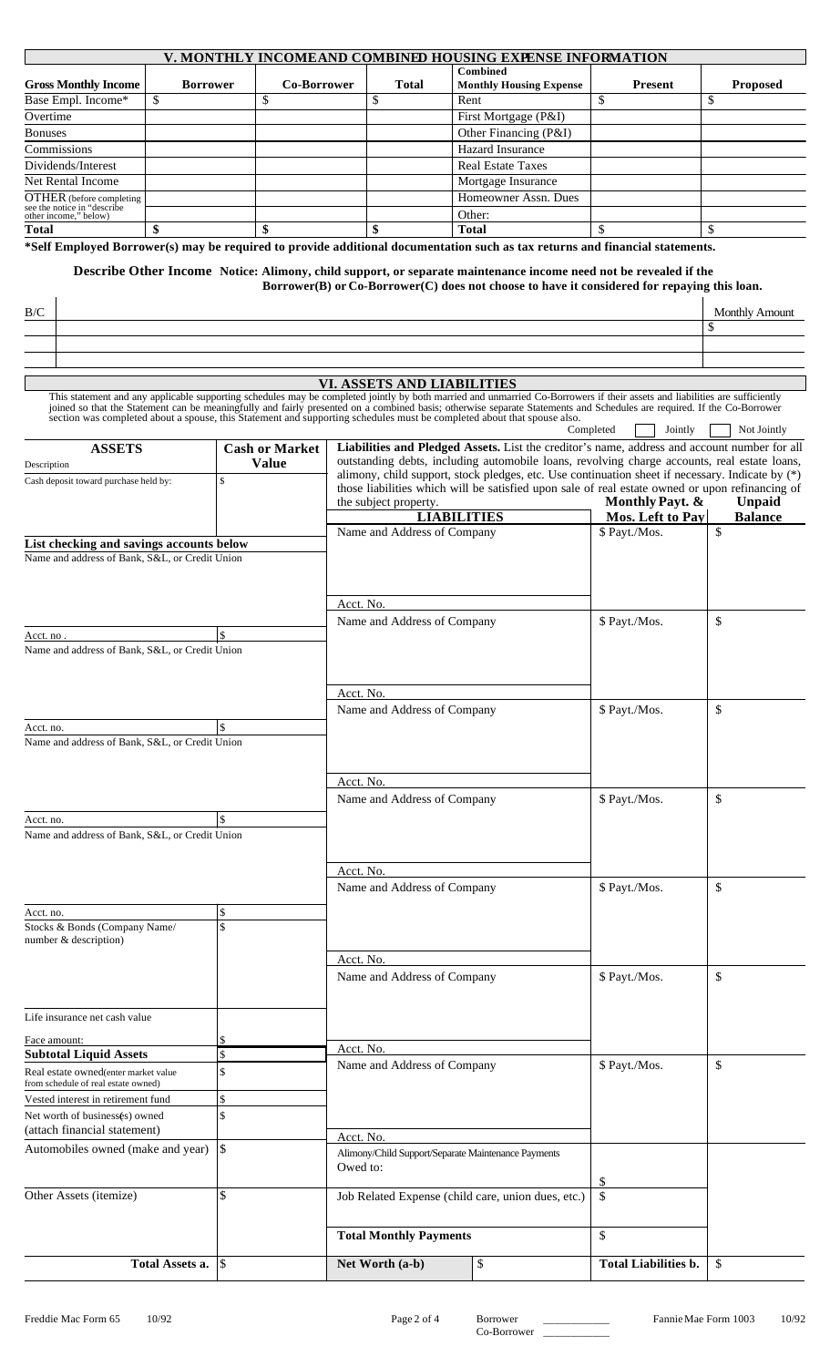## V. MONTHLY INCOME AND COMBINED HOUSING EXPENSE INFORMATION

| Gross Monthly Income | Borrower | Co-Borrower | Total | Combined Monthly Housing Expense | Present | Proposed |
|---|---|---|---|---|---|---|
| Base Empl. Income* | $ | $ | $ | Rent | $ | $ |
| Overtime | | | | First Mortgage (P&I) | | |
| Bonuses | | | | Other Financing (P&I) | | |
| Commissions | | | | Hazard Insurance | | |
| Dividends/Interest | | | | Real Estate Taxes | | |
| Net Rental Income | | | | Mortgage Insurance | | |
| OTHER (before completing see the notice in "describe other income," below) | | | | Homeowner Assn. Dues | | |
| | | | | Other: | | |
| **Total** | **$** | **$** | **$** | **Total** | $ | $ |

**\*Self Employed Borrower(s) may be required to provide additional documentation such as tax returns and financial statements.**

**Describe Other Income Notice: Alimony, child support, or separate maintenance income need not be revealed if the Borrower(B) or Co-Borrower(C) does not choose to have it considered for repaying this loan.**

| B/C | | Monthly Amount |
|---|---|---|
| | | $ |
| | | |
| | | |

## VI. ASSETS AND LIABILITIES

This statement and any applicable supporting schedules may be completed jointly by both married and unmarried Co-Borrowers if their assets and liabilities are sufficiently joined so that the Statement can be meaningfully and fairly presented on a combined basis; otherwise separate Statements and Schedules are required. If the Co-Borrower section was completed about a spouse, this Statement and supporting schedules must be completed about that spouse also.

Completed ☐ Jointly ☐ Not Jointly

| ASSETS Description | Cash or Market Value |
|---|---|
| Cash deposit toward purchase held by: | $ |
| **List checking and savings accounts below** | |
| Name and address of Bank, S&L, or Credit Union | |
| Acct. no. | $ |
| Name and address of Bank, S&L, or Credit Union | |
| Acct. no. | $ |
| Name and address of Bank, S&L, or Credit Union | |
| Acct. no. | $ |
| Name and address of Bank, S&L, or Credit Union | |
| Acct. no. | $ |
| Stocks & Bonds (Company Name/ number & description) | $ |
| Life insurance net cash value | |
| Face amount: | $ |
| **Subtotal Liquid Assets** | $ |
| Real estate owned (enter market value from schedule of real estate owned) | $ |
| Vested interest in retirement fund | $ |
| Net worth of business(es) owned (attach financial statement) | $ |
| Automobiles owned (make and year) | $ |
| Other Assets (itemize) | $ |
| **Total Assets a.** | $ |

**Liabilities and Pledged Assets.** List the creditor's name, address and account number for all outstanding debts, including automobile loans, revolving charge accounts, real estate loans, alimony, child support, stock pledges, etc. Use continuation sheet if necessary. Indicate by (*) those liabilities which will be satisfied upon sale of real estate owned or upon refinancing of the subject property.

| LIABILITIES | Monthly Payt. & Mos. Left to Pay | Unpaid Balance |
|---|---|---|
| Name and Address of Company | $ Payt./Mos. | $ |
| Acct. No. | | |
| Name and Address of Company | $ Payt./Mos. | $ |
| Acct. No. | | |
| Name and Address of Company | $ Payt./Mos. | $ |
| Acct. No. | | |
| Name and Address of Company | $ Payt./Mos. | $ |
| Acct. No. | | |
| Name and Address of Company | $ Payt./Mos. | $ |
| Acct. No. | | |
| Name and Address of Company | $ Payt./Mos. | $ |
| Acct. No. | | |
| Name and Address of Company | $ Payt./Mos. | $ |
| Acct. No. | | |
| Alimony/Child Support/Separate Maintenance Payments Owed to: | $ | |
| Job Related Expense (child care, union dues, etc.) | $ | |
| **Total Monthly Payments** | $ | |
| **Net Worth (a-b)** $ | **Total Liabilities b.** | $ |

Freddie Mac Form 65 10/92 Borrower ____________ Co-Borrower ____________ Fannie Mae Form 1003 10/92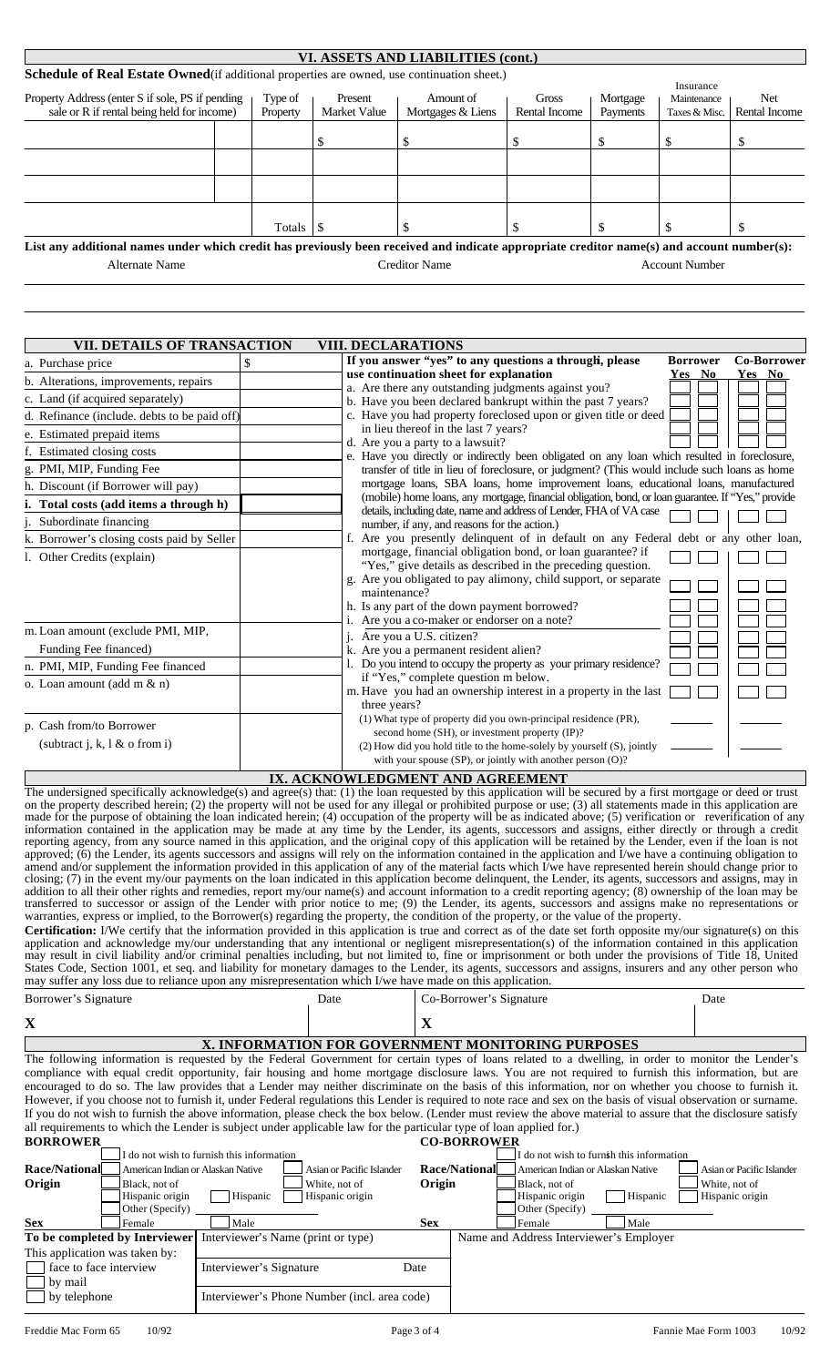## VI. ASSETS AND LIABILITIES (cont.)

**Schedule of Real Estate Owned** (if additional properties are owned, use continuation sheet.)

| Property Address (enter S if sold, PS if pending sale or R if rental being held for income) | | Type of Property | Present Market Value | Amount of Mortgages & Liens | Gross Rental Income | Mortgage Payments | Insurance Maintenance Taxes & Misc. | Net Rental Income |
|---|---|---|---|---|---|---|---|---|
| | | | $ | $ | $ | $ | $ | $ |
| | | | | | | | | |
| | | | | | | | | |
| | | Totals | $ | $ | $ | $ | $ | $ |

**List any additional names under which credit has previously been received and indicate appropriate creditor name(s) and account number(s):**

| Alternate Name | Creditor Name | Account Number |
|---|---|---|
| | | |
| | | |

## VII. DETAILS OF TRANSACTION

| | |
|---|---|
| a. Purchase price | $ |
| b. Alterations, improvements, repairs | |
| c. Land (if acquired separately) | |
| d. Refinance (include. debts to be paid off) | |
| e. Estimated prepaid items | |
| f. Estimated closing costs | |
| g. PMI, MIP, Funding Fee | |
| h. Discount (if Borrower will pay) | |
| **i. Total costs (add items a through h)** | |
| j. Subordinate financing | |
| k. Borrower's closing costs paid by Seller | |
| l. Other Credits (explain) | |
| m. Loan amount (exclude PMI, MIP, Funding Fee financed) | |
| n. PMI, MIP, Funding Fee financed | |
| o. Loan amount (add m & n) | |
| p. Cash from/to Borrower (subtract j, k, l & o from i) | |

## VIII. DECLARATIONS

| If you answer "yes" to any questions a through i, please use continuation sheet for explanation | Borrower Yes | Borrower No | Co-Borrower Yes | Co-Borrower No |
|---|---|---|---|---|
| a. Are there any outstanding judgments against you? | | | | |
| b. Have you been declared bankrupt within the past 7 years? | | | | |
| c. Have you had property foreclosed upon or given title or deed in lieu thereof in the last 7 years? | | | | |
| d. Are you a party to a lawsuit? | | | | |
| e. Have you directly or indirectly been obligated on any loan which resulted in foreclosure, transfer of title in lieu of foreclosure, or judgment? (This would include such loans as home mortgage loans, SBA loans, home improvement loans, educational loans, manufactured (mobile) home loans, any mortgage, financial obligation, bond, or loan guarantee. If "Yes," provide details, including date, name and address of Lender, FHA of VA case number, if any, and reasons for the action.) | | | | |
| f. Are you presently delinquent or in default on any Federal debt or any other loan, mortgage, financial obligation bond, or loan guarantee? if "Yes," give details as described in the preceding question. | | | | |
| g. Are you obligated to pay alimony, child support, or separate maintenance? | | | | |
| h. Is any part of the down payment borrowed? | | | | |
| i. Are you a co-maker or endorser on a note? | | | | |
| j. Are you a U.S. citizen? | | | | |
| k. Are you a permanent resident alien? | | | | |
| l. Do you intend to occupy the property as your primary residence? if "Yes," complete question m below. | | | | |
| m. Have you had an ownership interest in a property in the last three years? | | | | |
| (1) What type of property did you own-principal residence (PR), second home (SH), or investment property (IP)? | | | | |
| (2) How did you hold title to the home-solely by yourself (S), jointly with your spouse (SP), or jointly with another person (O)? | | | | |

## IX. ACKNOWLEDGMENT AND AGREEMENT

The undersigned specifically acknowledge(s) and agree(s) that: (1) the loan requested by this application will be secured by a first mortgage or deed or trust on the property described herein; (2) the property will not be used for any illegal or prohibited purpose or use; (3) all statements made in this application are made for the purpose of obtaining the loan indicated herein; (4) occupation of the property will be as indicated above; (5) verification or reverification of any information contained in the application may be made at any time by the Lender, its agents, successors and assigns, either directly or through a credit reporting agency, from any source named in this application, and the original copy of this application will be retained by the Lender, even if the loan is not approved; (6) the Lender, its agents successors and assigns will rely on the information contained in the application and I/we have a continuing obligation to amend and/or supplement the information provided in this application of any of the material facts which I/we have represented herein should change prior to closing; (7) in the event my/our payments on the loan indicated in this application become delinquent, the Lender, its agents, successors and assigns, may, in addition to all their other rights and remedies, report my/our name(s) and account information to a credit reporting agency; (8) ownership of the loan may be transferred to successor or assign of the Lender with prior notice to me; (9) the Lender, its agents, successors and assigns make no representations or warranties, express or implied, to the Borrower(s) regarding the property, the condition of the property, or the value of the property.

**Certification:** I/We certify that the information provided in this application is true and correct as of the date set forth opposite my/our signature(s) on this application and acknowledge my/our understanding that any intentional or negligent misrepresentation(s) of the information contained in this application may result in civil liability and/or criminal penalties including, but not limited to, fine or imprisonment or both under the provisions of Title 18, United States Code, Section 1001, et seq. and liability for monetary damages to the Lender, its agents, successors and assigns, insurers and any other person who may suffer any loss due to reliance upon any misrepresentation which I/we have made on this application.

| Borrower's Signature | Date | Co-Borrower's Signature | Date |
|---|---|---|---|
| **X** | | **X** | |

## X. INFORMATION FOR GOVERNMENT MONITORING PURPOSES

The following information is requested by the Federal Government for certain types of loans related to a dwelling, in order to monitor the Lender's compliance with equal credit opportunity, fair housing and home mortgage disclosure laws. You are not required to furnish this information, but are encouraged to do so. The law provides that a Lender may neither discriminate on the basis of this information, nor on whether you choose to furnish it. However, if you choose not to furnish it, under Federal regulations this Lender is required to note race and sex on the basis of visual observation or surname. If you do not wish to furnish the above information, please check the box below. (Lender must review the above material to assure that the disclosure satisfy all requirements to which the Lender is subject under applicable law for the particular type of loan applied for.)

**BORROWER**

- I do not wish to furnish this information

**Race/National Origin**
- American Indian or Alaskan Native
- Asian or Pacific Islander
- Black, not of Hispanic origin
- Hispanic
- White, not of Hispanic origin
- Other (Specify)

**Sex**
- Female
- Male

**CO-BORROWER**

- I do not wish to furnish this information

**Race/National Origin**
- American Indian or Alaskan Native
- Asian or Pacific Islander
- Black, not of Hispanic origin
- Hispanic
- White, not of Hispanic origin
- Other (Specify)

**Sex**
- Female
- Male

| **To be completed by Interviewer** | Interviewer's Name (print or type) | Name and Address Interviewer's Employer |
|---|---|---|
| This application was taken by: | | |
| face to face interview | Interviewer's Signature / Date | |
| by mail | | |
| by telephone | Interviewer's Phone Number (incl. area code) | |

Freddie Mac Form 65 10/92 Fannie Mae Form 1003 10/92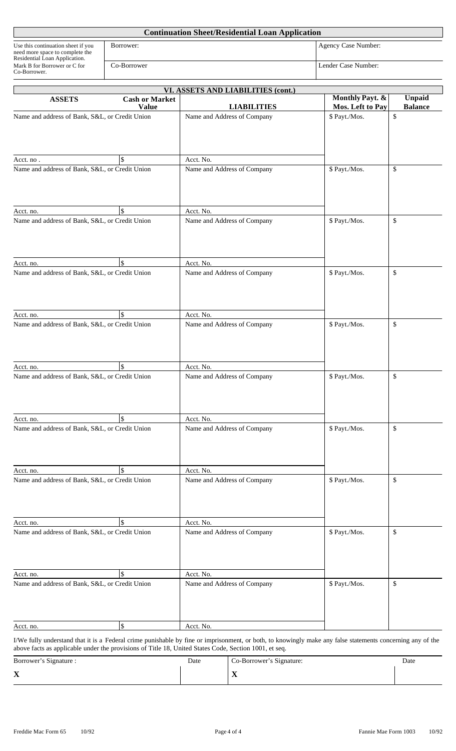# Continuation Sheet/Residential Loan Application

| | | |
|---|---|---|
| Use this continuation sheet if you need more space to complete the Residential Loan Application. Mark B for Borrower or C for Co-Borrower. | Borrower: | Agency Case Number: |
| | Co-Borrower | Lender Case Number: |

## VI. ASSETS AND LIABILITIES (cont.)

| ASSETS | Cash or Market Value | LIABILITIES | Monthly Payt. & Mos. Left to Pay | Unpaid Balance |
|---|---|---|---|---|
| Name and address of Bank, S&L, or Credit Union | | Name and Address of Company | $ Payt./Mos. | $ |
| Acct. no . | $ | Acct. No. | | |
| Name and address of Bank, S&L, or Credit Union | | Name and Address of Company | $ Payt./Mos. | $ |
| Acct. no. | $ | Acct. No. | | |
| Name and address of Bank, S&L, or Credit Union | | Name and Address of Company | $ Payt./Mos. | $ |
| Acct. no. | $ | Acct. No. | | |
| Name and address of Bank, S&L, or Credit Union | | Name and Address of Company | $ Payt./Mos. | $ |
| Acct. no. | $ | Acct. No. | | |
| Name and address of Bank, S&L, or Credit Union | | Name and Address of Company | $ Payt./Mos. | $ |
| Acct. no. | $ | Acct. No. | | |
| Name and address of Bank, S&L, or Credit Union | | Name and Address of Company | $ Payt./Mos. | $ |
| Acct. no. | $ | Acct. No. | | |
| Name and address of Bank, S&L, or Credit Union | | Name and Address of Company | $ Payt./Mos. | $ |
| Acct. no. | $ | Acct. No. | | |
| Name and address of Bank, S&L, or Credit Union | | Name and Address of Company | $ Payt./Mos. | $ |
| Acct. no. | $ | Acct. No. | | |
| Name and address of Bank, S&L, or Credit Union | | Name and Address of Company | $ Payt./Mos. | $ |
| Acct. no. | $ | Acct. No. | | |
| Name and address of Bank, S&L, or Credit Union | | Name and Address of Company | $ Payt./Mos. | $ |
| Acct. no. | $ | Acct. No. | | |

I/We fully understand that it is a Federal crime punishable by fine or imprisonment, or both, to knowingly make any false statements concerning any of the above facts as applicable under the provisions of Title 18, United States Code, Section 1001, et seq.

| Borrower's Signature : | Date | Co-Borrower's Signature: | Date |
|---|---|---|---|
| **X** | | **X** | |

Freddie Mac Form 65 10/92 | Fannie Mae Form 1003 10/92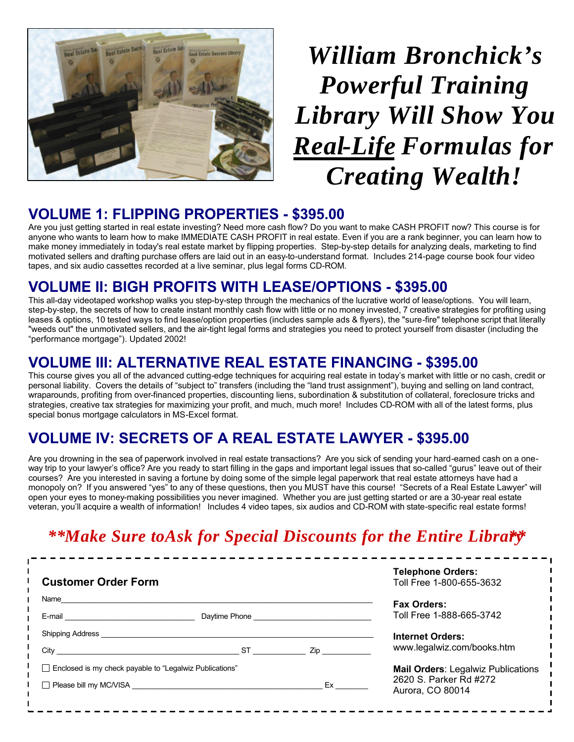# *William Bronchick's Powerful Training Library Will Show You Real-Life Formulas for Creating Wealth!*

## VOLUME 1: FLIPPING PROPERTIES - $395.00

Are you just getting started in real estate investing? Need more cash flow? Do you want to make CASH PROFIT now? This course is for anyone who wants to learn how to make IMMEDIATE CASH PROFIT in real estate. Even if you are a rank beginner, you can learn how to make money immediately in today's real estate market by flipping properties. Step-by-step details for analyzing deals, marketing to find motivated sellers and drafting purchase offers are laid out in an easy-to-understand format. Includes 214-page course book four video tapes, and six audio cassettes recorded at a live seminar, plus legal forms CD-ROM.

## VOLUME II: BIGH PROFITS WITH LEASE/OPTIONS - $395.00

This all-day videotaped workshop walks you step-by-step through the mechanics of the lucrative world of lease/options. You will learn, step-by-step, the secrets of how to create instant monthly cash flow with little or no money invested, 7 creative strategies for profiting using leases & options, 10 tested ways to find lease/option properties (includes sample ads & flyers), the "sure-fire" telephone script that literally "weeds out" the unmotivated sellers, and the air-tight legal forms and strategies you need to protect yourself from disaster (including the "performance mortgage"). Updated 2002!

## VOLUME III: ALTERNATIVE REAL ESTATE FINANCING - $395.00

This course gives you all of the advanced cutting-edge techniques for acquiring real estate in today's market with little or no cash, credit or personal liability. Covers the details of "subject to" transfers (including the "land trust assignment"), buying and selling on land contract, wraparounds, profiting from over-financed properties, discounting liens, subordination & substitution of collateral, foreclosure tricks and strategies, creative tax strategies for maximizing your profit, and much, much more! Includes CD-ROM with all of the latest forms, plus special bonus mortgage calculators in MS-Excel format.

## VOLUME IV: SECRETS OF A REAL ESTATE LAWYER - $395.00

Are you drowning in the sea of paperwork involved in real estate transactions? Are you sick of sending your hard-earned cash on a one-way trip to your lawyer's office? Are you ready to start filling in the gaps and important legal issues that so-called "gurus" leave out of their courses? Are you interested in saving a fortune by doing some of the simple legal paperwork that real estate attorneys have had a monopoly on? If you answered "yes" to any of these questions, then you MUST have this course! "Secrets of a Real Estate Lawyer" will open your eyes to money-making possibilities you never imagined. Whether you are just getting started or are a 30-year real estate veteran, you'll acquire a wealth of information! Includes 4 video tapes, six audios and CD-ROM with state-specific real estate forms!

***\*\*Make Sure toAsk for Special Discounts for the Entire Library\*\****

### Customer Order Form

Name\_\_\_\_\_\_\_\_\_\_\_\_\_\_\_\_\_\_\_\_\_\_\_\_\_\_\_\_\_\_\_\_\_\_\_\_\_\_\_\_\_\_\_\_\_\_\_\_

E-mail \_\_\_\_\_\_\_\_\_\_\_\_\_\_\_\_\_\_\_\_\_\_ Daytime Phone \_\_\_\_\_\_\_\_\_\_\_\_\_\_\_\_\_\_\_\_\_\_

Shipping Address \_\_\_\_\_\_\_\_\_\_\_\_\_\_\_\_\_\_\_\_\_\_\_\_\_\_\_\_\_\_\_\_\_\_\_\_\_\_\_\_\_\_

City \_\_\_\_\_\_\_\_\_\_\_\_\_\_\_\_\_\_\_\_\_\_\_\_\_\_\_\_\_\_\_\_ ST \_\_\_\_\_\_\_\_\_\_ Zip \_\_\_\_\_\_\_\_\_\_

☐ Enclosed is my check payable to "Legalwiz Publications"

☐ Please bill my MC/VISA \_\_\_\_\_\_\_\_\_\_\_\_\_\_\_\_\_\_\_\_\_\_\_\_\_\_\_\_\_\_\_\_\_\_\_\_ Ex \_\_\_\_\_\_\_

**Telephone Orders:**
Toll Free 1-800-655-3632

**Fax Orders:**
Toll Free 1-888-665-3742

**Internet Orders:**
www.legalwiz.com/books.htm

**Mail Orders**: Legalwiz Publications
2620 S. Parker Rd #272
Aurora, CO 80014